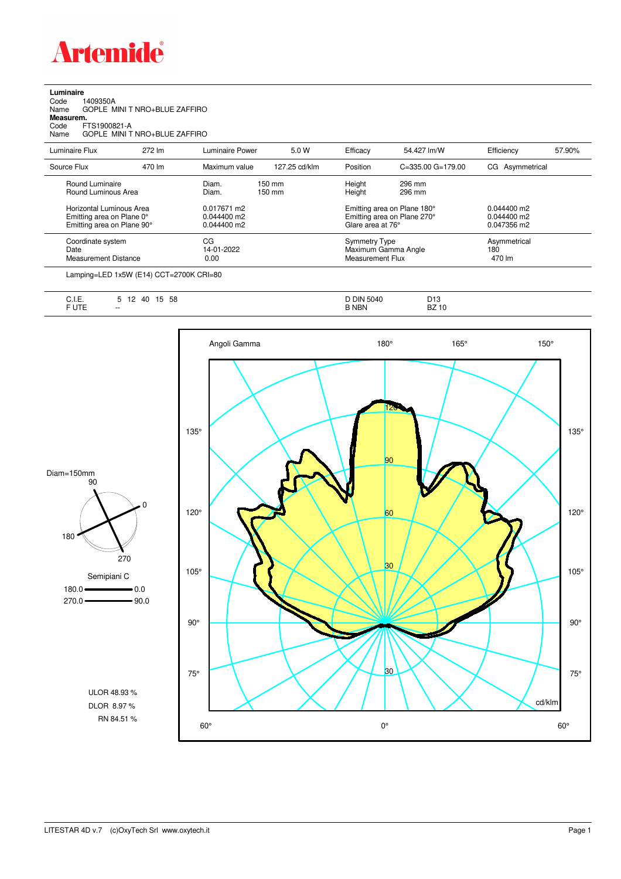# Artemide

**Luminaire**

Code 1409350A
Name GOPLE MINI T NRO+BLUE ZAFFIRO

**Measurem.**

Code FTS1900821-A
Name GOPLE MINI T NRO+BLUE ZAFFIRO

| Luminaire Flux | 272 lm | Luminaire Power | 5.0 W | Efficacy | 54.427 lm/W | Efficiency | 57.90% |
|---|---|---|---|---|---|---|---|
| Source Flux | 470 lm | Maximum value | 127.25 cd/klm | Position | C=335.00 G=179.00 | CG Asymmetrical | |

| | | | |
|---|---|---|---|
| Round Luminaire | Diam. 150 mm | Height 296 mm | |
| Round Luminous Area | Diam. 150 mm | Height 296 mm | |
| Horizontal Luminous Area | 0.017671 m2 | Emitting area on Plane 180° | 0.044400 m2 |
| Emitting area on Plane 0° | 0.044400 m2 | Emitting area on Plane 270° | 0.044400 m2 |
| Emitting area on Plane 90° | 0.044400 m2 | Glare area at 76° | 0.047356 m2 |
| Coordinate system | CG | Symmetry Type | Asymmetrical |
| Date | 14-01-2022 | Maximum Gamma Angle | 180 |
| Measurement Distance | 0.00 | Measurement Flux | 470 lm |

Lamping=LED 1x5W (E14) CCT=2700K CRI=80

| | | | |
|---|---|---|---|
| C.I.E. | 5 12 40 15 58 | D DIN 5040 | D13 |
| F UTE | -- | B NBN | BZ 10 |

Diam=150mm

Semipiani C
180.0 — 0.0
270.0 — 90.0

ULOR 48.93 %
DLOR 8.97 %
RN 84.51 %

Angoli Gamma 180° 165° 150° 135° 120° 105° 90° 75° 60° 0° 60°

cd/klm

LITESTAR 4D v.7 (c)OxyTech Srl www.oxytech.it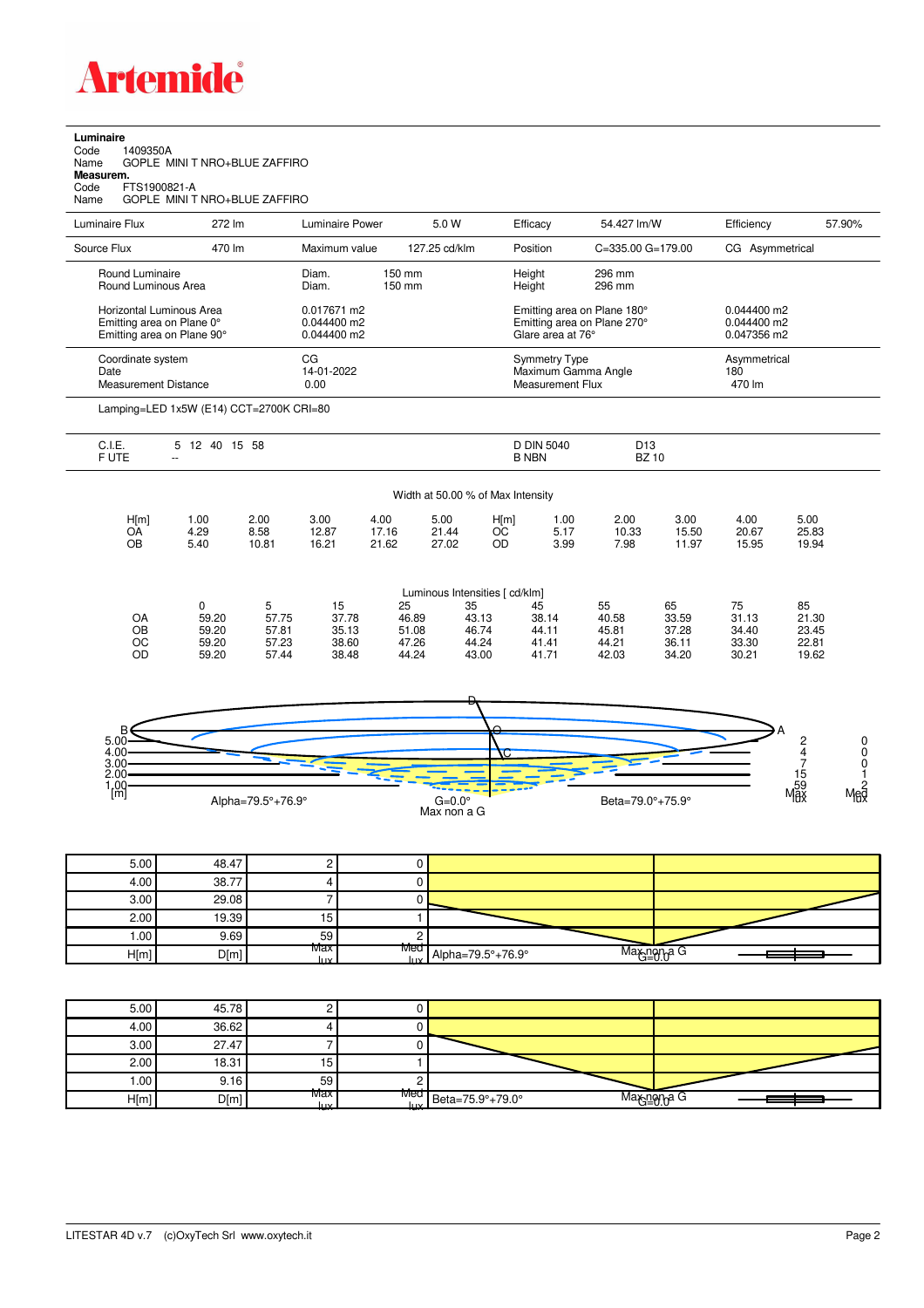**Artemide**

**Luminaire**
Code 1409350A
Name GOPLE MINI T NRO+BLUE ZAFFIRO
**Measurem.**
Code FTS1900821-A
Name GOPLE MINI T NRO+BLUE ZAFFIRO

| | | | | | | | |
|---|---|---|---|---|---|---|---|
| Luminaire Flux | 272 lm | Luminaire Power | 5.0 W | Efficacy | 54.427 lm/W | Efficiency | 57.90% |
| Source Flux | 470 lm | Maximum value | 127.25 cd/klm | Position | C=335.00 G=179.00 | CG Asymmetrical | |

| | | | |
|---|---|---|---|
| Round Luminaire | Diam. 150 mm | Height | 296 mm |
| Round Luminous Area | Diam. 150 mm | Height | 296 mm |
| Horizontal Luminous Area | 0.017671 m2 | Emitting area on Plane 180° | 0.044400 m2 |
| Emitting area on Plane 0° | 0.044400 m2 | Emitting area on Plane 270° | 0.044400 m2 |
| Emitting area on Plane 90° | 0.044400 m2 | Glare area at 76° | 0.047356 m2 |
| Coordinate system | CG | Symmetry Type | Asymmetrical |
| Date | 14-01-2022 | Maximum Gamma Angle | 180 |
| Measurement Distance | 0.00 | Measurement Flux | 470 lm |

Lamping=LED 1x5W (E14) CCT=2700K CRI=80

| | | | |
|---|---|---|---|
| C.I.E. | 5 12 40 15 58 | D DIN 5040 | D13 |
| F UTE | -- | B NBN | BZ 10 |

Width at 50.00 % of Max Intensity

| H[m] | 1.00 | 2.00 | 3.00 | 4.00 | 5.00 | H[m] | 1.00 | 2.00 | 3.00 | 4.00 | 5.00 |
|---|---|---|---|---|---|---|---|---|---|---|---|
| OA | 4.29 | 8.58 | 12.87 | 17.16 | 21.44 | OC | 5.17 | 10.33 | 15.50 | 20.67 | 25.83 |
| OB | 5.40 | 10.81 | 16.21 | 21.62 | 27.02 | OD | 3.99 | 7.98 | 11.97 | 15.95 | 19.94 |

Luminous Intensities [ cd/klm]

| | 0 | 5 | 15 | 25 | 35 | 45 | 55 | 65 | 75 | 85 |
|---|---|---|---|---|---|---|---|---|---|---|
| OA | 59.20 | 57.75 | 37.78 | 46.89 | 43.13 | 38.14 | 40.58 | 33.59 | 31.13 | 21.30 |
| OB | 59.20 | 57.81 | 35.13 | 51.08 | 46.74 | 44.11 | 45.81 | 37.28 | 34.40 | 23.45 |
| OC | 59.20 | 57.23 | 38.60 | 47.26 | 44.24 | 41.41 | 44.21 | 36.11 | 33.30 | 22.81 |
| OD | 59.20 | 57.44 | 38.48 | 44.24 | 43.00 | 41.71 | 42.03 | 34.20 | 30.21 | 19.62 |

B D A C
5.00 4.00 3.00 2.00 1.00 [m]
Alpha=79.5°+76.9° G=0.0° Max non a G Beta=79.0°+75.9°
2 4 7 15 59 Max lux
0 0 0 1 2 Med lux

| H[m] | D[m] | Max lux | Med lux |
|---|---|---|---|
| 5.00 | 48.47 | 2 | 0 |
| 4.00 | 38.77 | 4 | 0 |
| 3.00 | 29.08 | 7 | 0 |
| 2.00 | 19.39 | 15 | 1 |
| 1.00 | 9.69 | 59 | 2 |

Alpha=79.5°+76.9° Max non a G G=0.0

| H[m] | D[m] | Max lux | Med lux |
|---|---|---|---|
| 5.00 | 45.78 | 2 | 0 |
| 4.00 | 36.62 | 4 | 0 |
| 3.00 | 27.47 | 7 | 0 |
| 2.00 | 18.31 | 15 | 1 |
| 1.00 | 9.16 | 59 | 2 |

Beta=75.9°+79.0° Max non a G G=0.0

LITESTAR 4D v.7 (c)OxyTech Srl www.oxytech.it